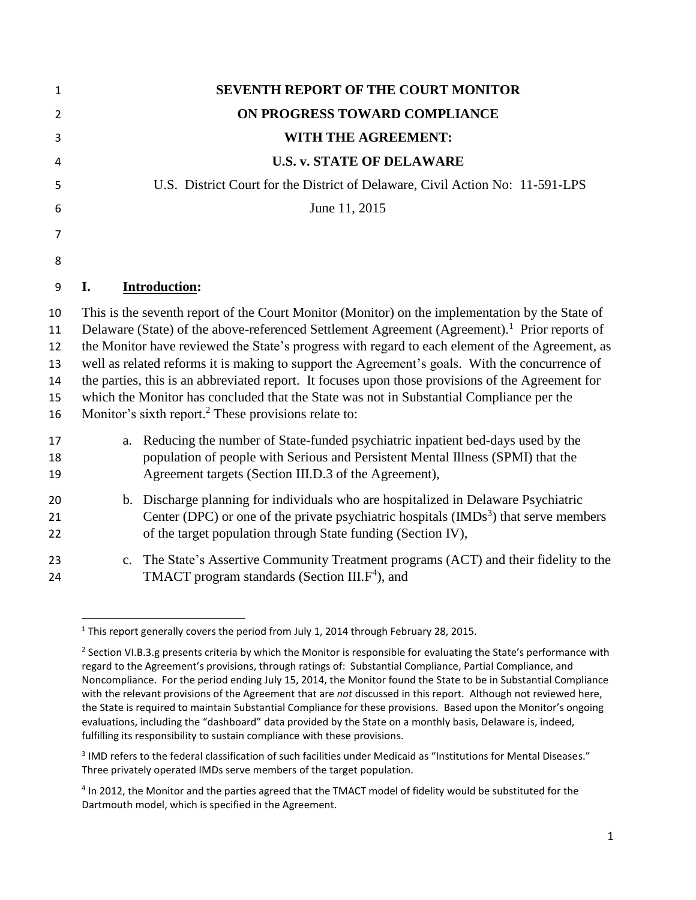# SEVENTH REPORT OF THE COURT MONITOR
# ON PROGRESS TOWARD COMPLIANCE
# WITH THE AGREEMENT:
# U.S. v. STATE OF DELAWARE

U.S. District Court for the District of Delaware, Civil Action No: 11-591-LPS

June 11, 2015

## I. Introduction:

This is the seventh report of the Court Monitor (Monitor) on the implementation by the State of Delaware (State) of the above-referenced Settlement Agreement (Agreement).[1] Prior reports of the Monitor have reviewed the State's progress with regard to each element of the Agreement, as well as related reforms it is making to support the Agreement's goals. With the concurrence of the parties, this is an abbreviated report. It focuses upon those provisions of the Agreement for which the Monitor has concluded that the State was not in Substantial Compliance per the Monitor's sixth report.[2] These provisions relate to:

a. Reducing the number of State-funded psychiatric inpatient bed-days used by the population of people with Serious and Persistent Mental Illness (SPMI) that the Agreement targets (Section III.D.3 of the Agreement),

b. Discharge planning for individuals who are hospitalized in Delaware Psychiatric Center (DPC) or one of the private psychiatric hospitals (IMDs[3]) that serve members of the target population through State funding (Section IV),

c. The State's Assertive Community Treatment programs (ACT) and their fidelity to the TMACT program standards (Section III.F[4]), and

---

[1] This report generally covers the period from July 1, 2014 through February 28, 2015.

[2] Section VI.B.3.g presents criteria by which the Monitor is responsible for evaluating the State's performance with regard to the Agreement's provisions, through ratings of: Substantial Compliance, Partial Compliance, and Noncompliance. For the period ending July 15, 2014, the Monitor found the State to be in Substantial Compliance with the relevant provisions of the Agreement that are *not* discussed in this report. Although not reviewed here, the State is required to maintain Substantial Compliance for these provisions. Based upon the Monitor's ongoing evaluations, including the "dashboard" data provided by the State on a monthly basis, Delaware is, indeed, fulfilling its responsibility to sustain compliance with these provisions.

[3] IMD refers to the federal classification of such facilities under Medicaid as "Institutions for Mental Diseases." Three privately operated IMDs serve members of the target population.

[4] In 2012, the Monitor and the parties agreed that the TMACT model of fidelity would be substituted for the Dartmouth model, which is specified in the Agreement.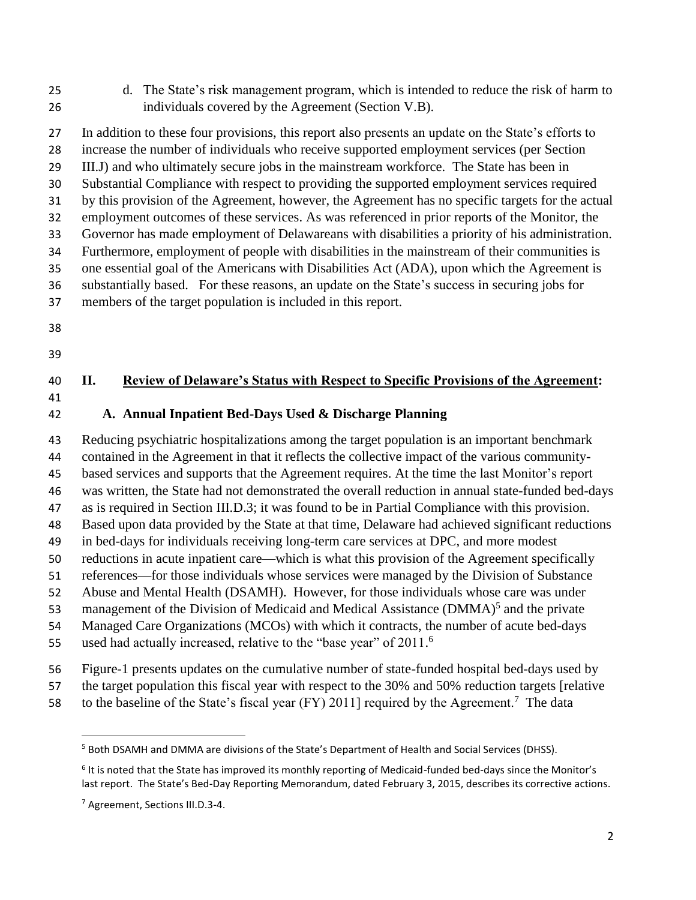d. The State's risk management program, which is intended to reduce the risk of harm to individuals covered by the Agreement (Section V.B).

In addition to these four provisions, this report also presents an update on the State's efforts to increase the number of individuals who receive supported employment services (per Section III.J) and who ultimately secure jobs in the mainstream workforce. The State has been in Substantial Compliance with respect to providing the supported employment services required by this provision of the Agreement, however, the Agreement has no specific targets for the actual employment outcomes of these services. As was referenced in prior reports of the Monitor, the Governor has made employment of Delawareans with disabilities a priority of his administration. Furthermore, employment of people with disabilities in the mainstream of their communities is one essential goal of the Americans with Disabilities Act (ADA), upon which the Agreement is substantially based. For these reasons, an update on the State's success in securing jobs for members of the target population is included in this report.

## II. Review of Delaware's Status with Respect to Specific Provisions of the Agreement:

### A. Annual Inpatient Bed-Days Used & Discharge Planning

Reducing psychiatric hospitalizations among the target population is an important benchmark contained in the Agreement in that it reflects the collective impact of the various community-based services and supports that the Agreement requires. At the time the last Monitor's report was written, the State had not demonstrated the overall reduction in annual state-funded bed-days as is required in Section III.D.3; it was found to be in Partial Compliance with this provision. Based upon data provided by the State at that time, Delaware had achieved significant reductions in bed-days for individuals receiving long-term care services at DPC, and more modest reductions in acute inpatient care—which is what this provision of the Agreement specifically references—for those individuals whose services were managed by the Division of Substance Abuse and Mental Health (DSAMH). However, for those individuals whose care was under management of the Division of Medicaid and Medical Assistance (DMMA)[5] and the private Managed Care Organizations (MCOs) with which it contracts, the number of acute bed-days used had actually increased, relative to the "base year" of 2011.[6]

Figure-1 presents updates on the cumulative number of state-funded hospital bed-days used by the target population this fiscal year with respect to the 30% and 50% reduction targets [relative to the baseline of the State's fiscal year (FY) 2011] required by the Agreement.[7] The data

---

[5] Both DSAMH and DMMA are divisions of the State's Department of Health and Social Services (DHSS).

[6] It is noted that the State has improved its monthly reporting of Medicaid-funded bed-days since the Monitor's last report. The State's Bed-Day Reporting Memorandum, dated February 3, 2015, describes its corrective actions.

[7] Agreement, Sections III.D.3-4.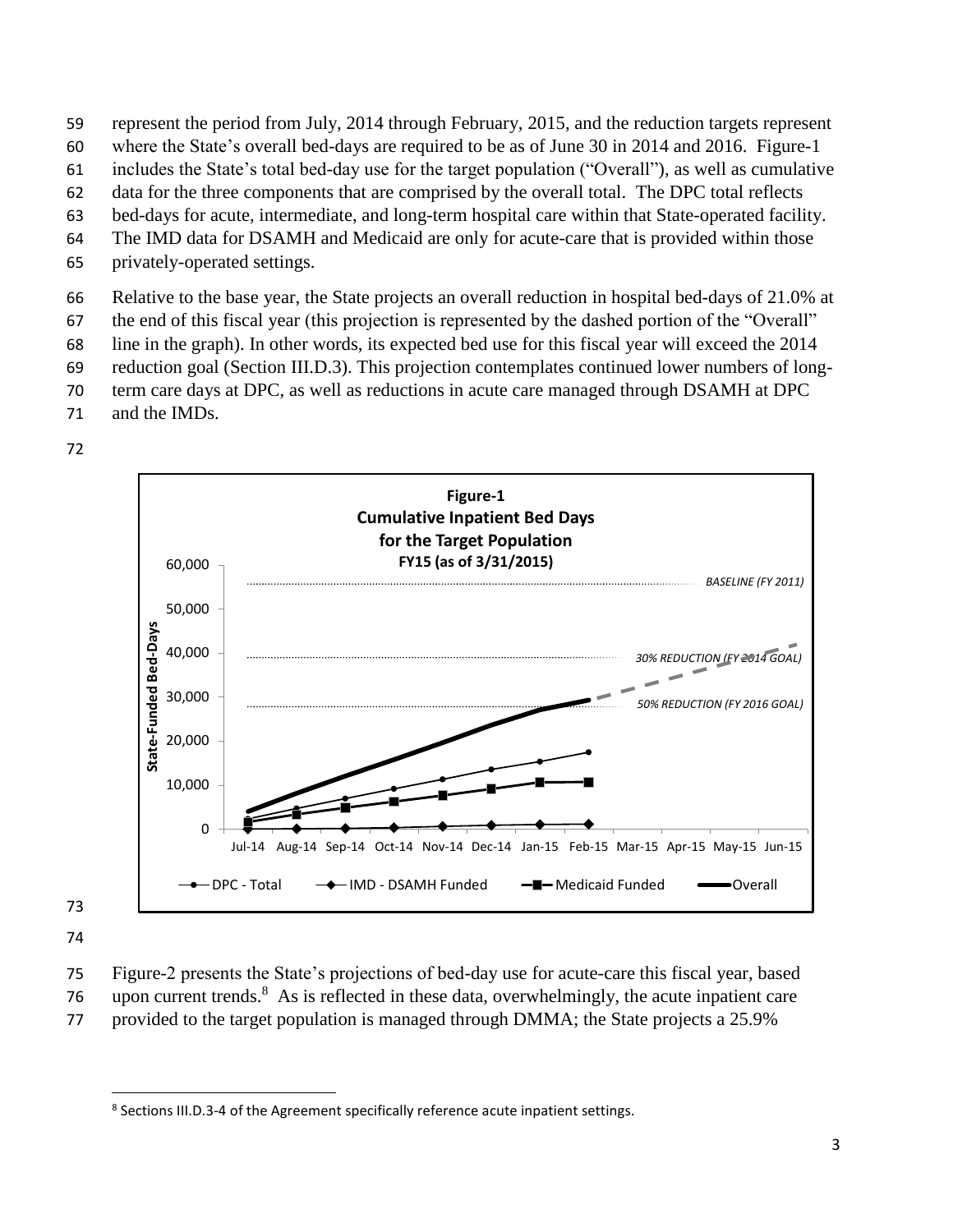represent the period from July, 2014 through February, 2015, and the reduction targets represent where the State's overall bed-days are required to be as of June 30 in 2014 and 2016. Figure-1 includes the State's total bed-day use for the target population ("Overall"), as well as cumulative data for the three components that are comprised by the overall total. The DPC total reflects bed-days for acute, intermediate, and long-term hospital care within that State-operated facility. The IMD data for DSAMH and Medicaid are only for acute-care that is provided within those privately-operated settings.

Relative to the base year, the State projects an overall reduction in hospital bed-days of 21.0% at the end of this fiscal year (this projection is represented by the dashed portion of the "Overall" line in the graph). In other words, its expected bed use for this fiscal year will exceed the 2014 reduction goal (Section III.D.3). This projection contemplates continued lower numbers of long-term care days at DPC, as well as reductions in acute care managed through DSAMH at DPC and the IMDs.

**Figure-1**
**Cumulative Inpatient Bed Days for the Target Population**
**FY15 (as of 3/31/2015)**

Figure-2 presents the State's projections of bed-day use for acute-care this fiscal year, based upon current trends.[8] As is reflected in these data, overwhelmingly, the acute inpatient care provided to the target population is managed through DMMA; the State projects a 25.9%

[8] Sections III.D.3-4 of the Agreement specifically reference acute inpatient settings.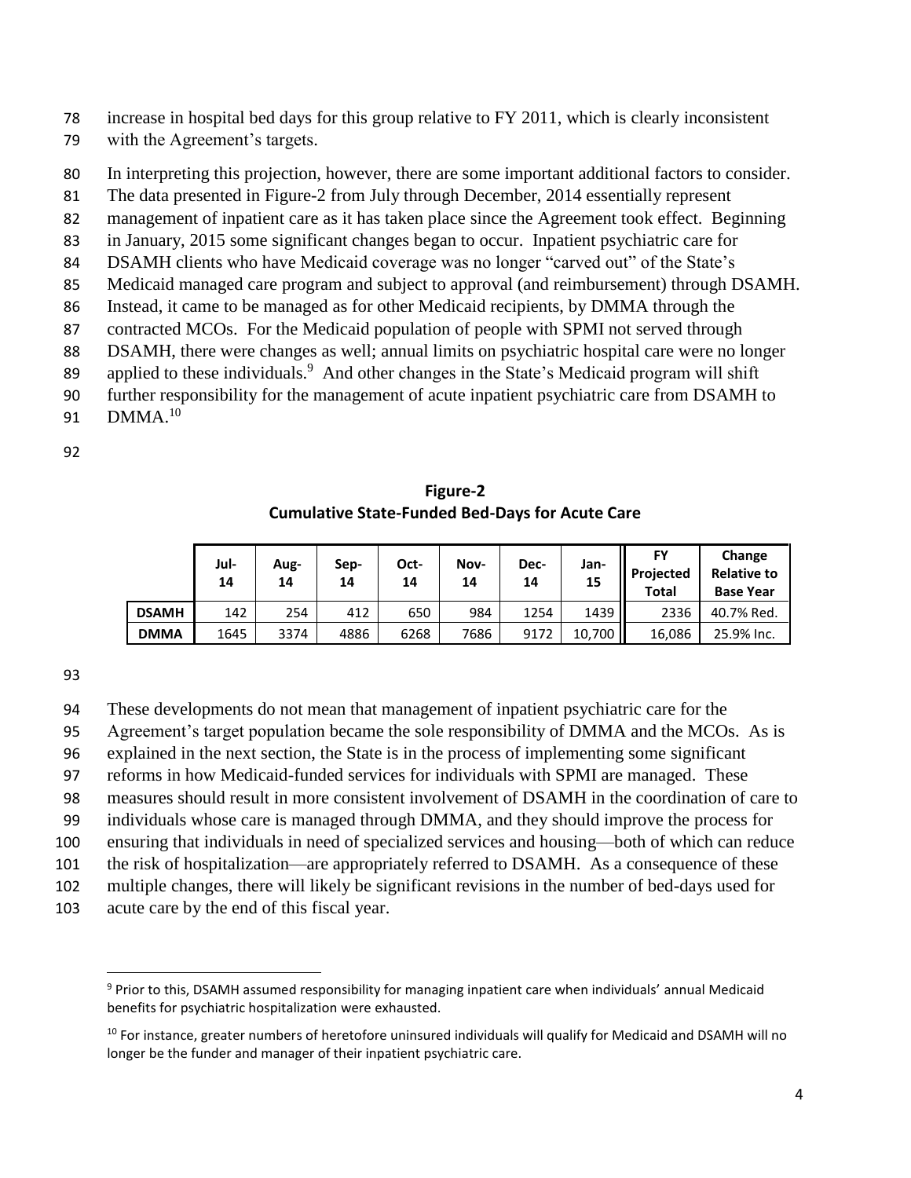increase in hospital bed days for this group relative to FY 2011, which is clearly inconsistent with the Agreement's targets.

In interpreting this projection, however, there are some important additional factors to consider. The data presented in Figure-2 from July through December, 2014 essentially represent management of inpatient care as it has taken place since the Agreement took effect. Beginning in January, 2015 some significant changes began to occur. Inpatient psychiatric care for DSAMH clients who have Medicaid coverage was no longer "carved out" of the State's Medicaid managed care program and subject to approval (and reimbursement) through DSAMH. Instead, it came to be managed as for other Medicaid recipients, by DMMA through the contracted MCOs. For the Medicaid population of people with SPMI not served through DSAMH, there were changes as well; annual limits on psychiatric hospital care were no longer applied to these individuals.[9] And other changes in the State's Medicaid program will shift further responsibility for the management of acute inpatient psychiatric care from DSAMH to DMMA.[10]

**Figure-2**
**Cumulative State-Funded Bed-Days for Acute Care**

| | Jul-14 | Aug-14 | Sep-14 | Oct-14 | Nov-14 | Dec-14 | Jan-15 | FY Projected Total | Change Relative to Base Year |
|---|---|---|---|---|---|---|---|---|---|
| **DSAMH** | 142 | 254 | 412 | 650 | 984 | 1254 | 1439 | 2336 | 40.7% Red. |
| **DMMA** | 1645 | 3374 | 4886 | 6268 | 7686 | 9172 | 10,700 | 16,086 | 25.9% Inc. |

These developments do not mean that management of inpatient psychiatric care for the Agreement's target population became the sole responsibility of DMMA and the MCOs. As is explained in the next section, the State is in the process of implementing some significant reforms in how Medicaid-funded services for individuals with SPMI are managed. These measures should result in more consistent involvement of DSAMH in the coordination of care to individuals whose care is managed through DMMA, and they should improve the process for ensuring that individuals in need of specialized services and housing—both of which can reduce the risk of hospitalization—are appropriately referred to DSAMH. As a consequence of these multiple changes, there will likely be significant revisions in the number of bed-days used for acute care by the end of this fiscal year.

[9] Prior to this, DSAMH assumed responsibility for managing inpatient care when individuals' annual Medicaid benefits for psychiatric hospitalization were exhausted.

[10] For instance, greater numbers of heretofore uninsured individuals will qualify for Medicaid and DSAMH will no longer be the funder and manager of their inpatient psychiatric care.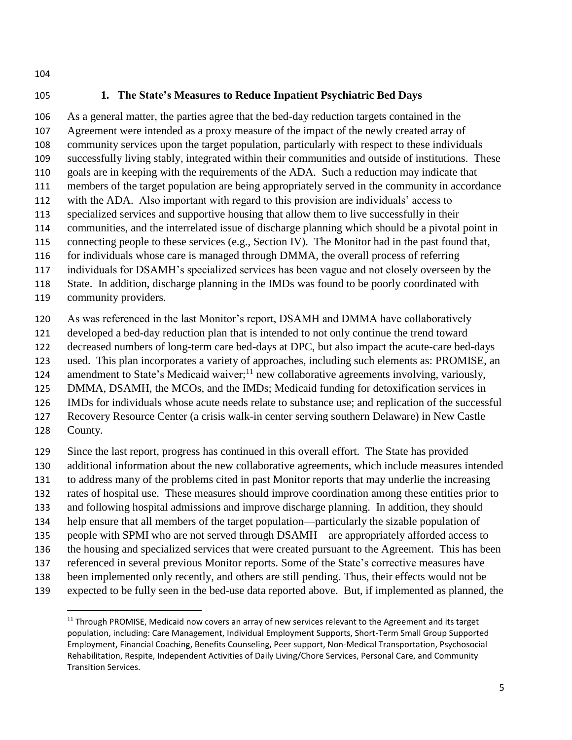## 1. The State's Measures to Reduce Inpatient Psychiatric Bed Days

As a general matter, the parties agree that the bed-day reduction targets contained in the Agreement were intended as a proxy measure of the impact of the newly created array of community services upon the target population, particularly with respect to these individuals successfully living stably, integrated within their communities and outside of institutions. These goals are in keeping with the requirements of the ADA. Such a reduction may indicate that members of the target population are being appropriately served in the community in accordance with the ADA. Also important with regard to this provision are individuals' access to specialized services and supportive housing that allow them to live successfully in their communities, and the interrelated issue of discharge planning which should be a pivotal point in connecting people to these services (e.g., Section IV). The Monitor had in the past found that, for individuals whose care is managed through DMMA, the overall process of referring individuals for DSAMH's specialized services has been vague and not closely overseen by the State. In addition, discharge planning in the IMDs was found to be poorly coordinated with community providers.

As was referenced in the last Monitor's report, DSAMH and DMMA have collaboratively developed a bed-day reduction plan that is intended to not only continue the trend toward decreased numbers of long-term care bed-days at DPC, but also impact the acute-care bed-days used. This plan incorporates a variety of approaches, including such elements as: PROMISE, an amendment to State's Medicaid waiver;[11] new collaborative agreements involving, variously, DMMA, DSAMH, the MCOs, and the IMDs; Medicaid funding for detoxification services in IMDs for individuals whose acute needs relate to substance use; and replication of the successful Recovery Resource Center (a crisis walk-in center serving southern Delaware) in New Castle County.

Since the last report, progress has continued in this overall effort. The State has provided additional information about the new collaborative agreements, which include measures intended to address many of the problems cited in past Monitor reports that may underlie the increasing rates of hospital use. These measures should improve coordination among these entities prior to and following hospital admissions and improve discharge planning. In addition, they should help ensure that all members of the target population—particularly the sizable population of people with SPMI who are not served through DSAMH—are appropriately afforded access to the housing and specialized services that were created pursuant to the Agreement. This has been referenced in several previous Monitor reports. Some of the State's corrective measures have been implemented only recently, and others are still pending. Thus, their effects would not be expected to be fully seen in the bed-use data reported above. But, if implemented as planned, the

---

[11] Through PROMISE, Medicaid now covers an array of new services relevant to the Agreement and its target population, including: Care Management, Individual Employment Supports, Short-Term Small Group Supported Employment, Financial Coaching, Benefits Counseling, Peer support, Non-Medical Transportation, Psychosocial Rehabilitation, Respite, Independent Activities of Daily Living/Chore Services, Personal Care, and Community Transition Services.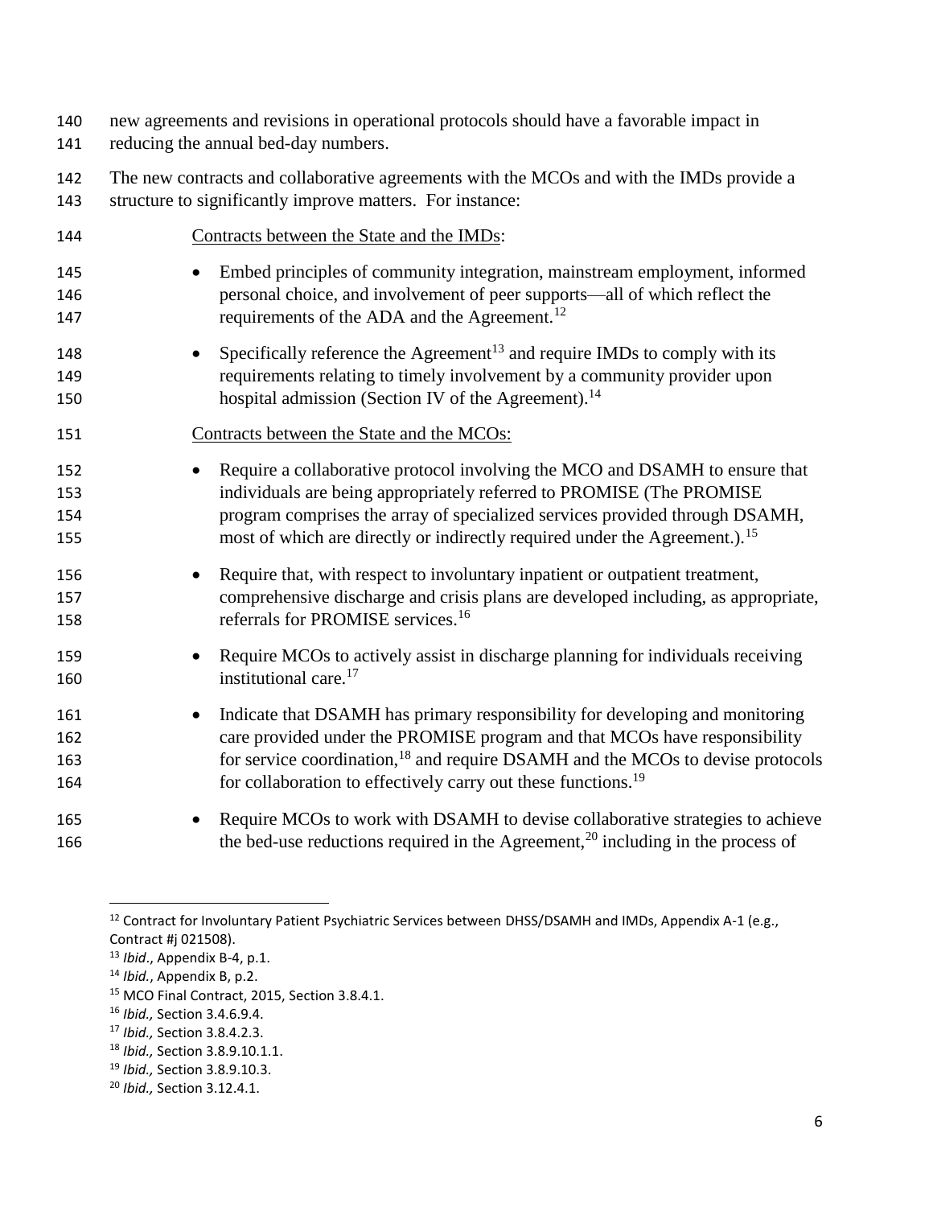new agreements and revisions in operational protocols should have a favorable impact in reducing the annual bed-day numbers.

The new contracts and collaborative agreements with the MCOs and with the IMDs provide a structure to significantly improve matters. For instance:

<u>Contracts between the State and the IMDs</u>:

- Embed principles of community integration, mainstream employment, informed personal choice, and involvement of peer supports—all of which reflect the requirements of the ADA and the Agreement.[12]
- Specifically reference the Agreement[13] and require IMDs to comply with its requirements relating to timely involvement by a community provider upon hospital admission (Section IV of the Agreement).[14]

<u>Contracts between the State and the MCOs:</u>

- Require a collaborative protocol involving the MCO and DSAMH to ensure that individuals are being appropriately referred to PROMISE (The PROMISE program comprises the array of specialized services provided through DSAMH, most of which are directly or indirectly required under the Agreement.).[15]
- Require that, with respect to involuntary inpatient or outpatient treatment, comprehensive discharge and crisis plans are developed including, as appropriate, referrals for PROMISE services.[16]
- Require MCOs to actively assist in discharge planning for individuals receiving institutional care.[17]
- Indicate that DSAMH has primary responsibility for developing and monitoring care provided under the PROMISE program and that MCOs have responsibility for service coordination,[18] and require DSAMH and the MCOs to devise protocols for collaboration to effectively carry out these functions.[19]
- Require MCOs to work with DSAMH to devise collaborative strategies to achieve the bed-use reductions required in the Agreement,[20] including in the process of

---

[12] Contract for Involuntary Patient Psychiatric Services between DHSS/DSAMH and IMDs, Appendix A-1 (e.g., Contract #j 021508).

[13] *Ibid*., Appendix B-4, p.1.

[14] *Ibid.*, Appendix B, p.2.

[15] MCO Final Contract, 2015, Section 3.8.4.1.

[16] *Ibid.,* Section 3.4.6.9.4.

[17] *Ibid.,* Section 3.8.4.2.3.

[18] *Ibid.,* Section 3.8.9.10.1.1.

[19] *Ibid.,* Section 3.8.9.10.3.

[20] *Ibid.,* Section 3.12.4.1.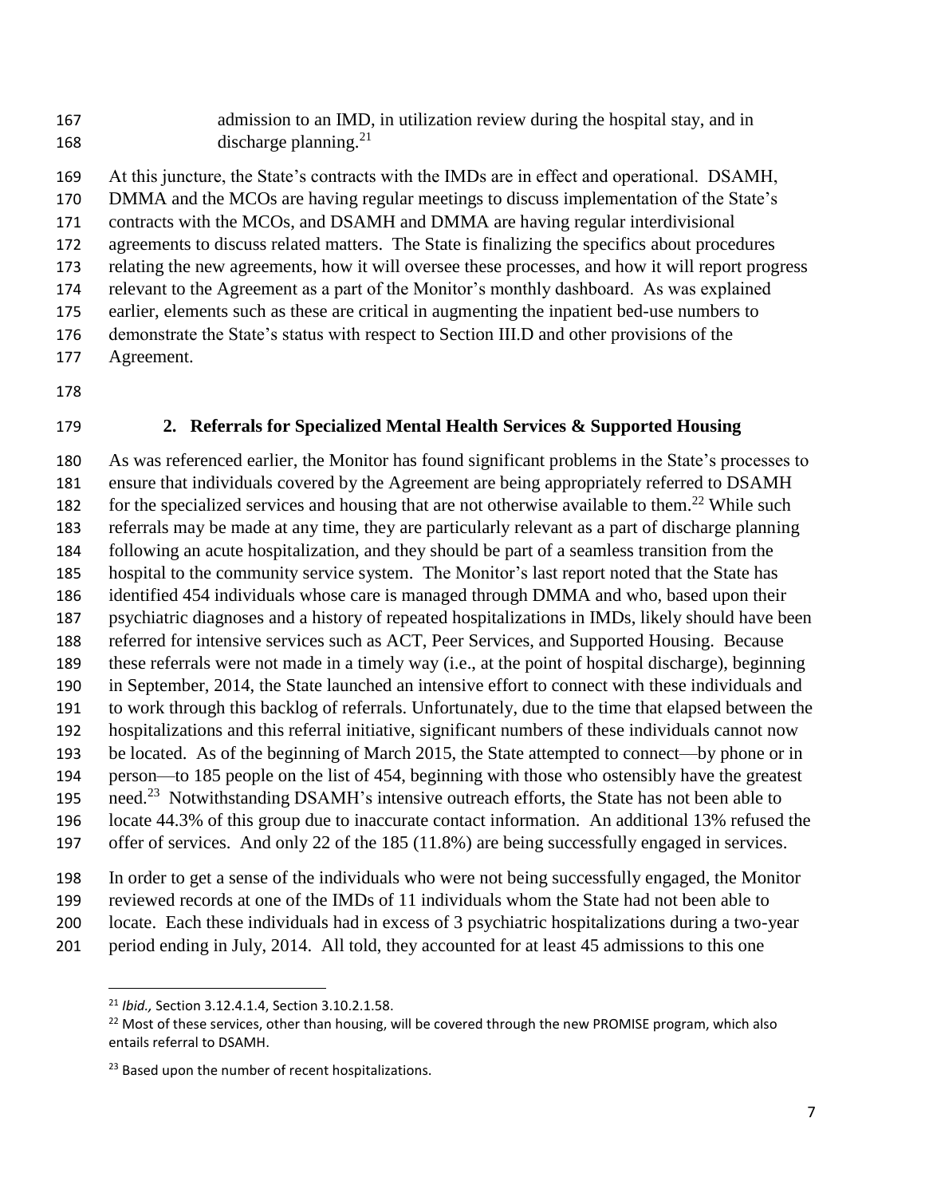admission to an IMD, in utilization review during the hospital stay, and in discharge planning.[21]

At this juncture, the State's contracts with the IMDs are in effect and operational. DSAMH, DMMA and the MCOs are having regular meetings to discuss implementation of the State's contracts with the MCOs, and DSAMH and DMMA are having regular interdivisional agreements to discuss related matters. The State is finalizing the specifics about procedures relating the new agreements, how it will oversee these processes, and how it will report progress relevant to the Agreement as a part of the Monitor's monthly dashboard. As was explained earlier, elements such as these are critical in augmenting the inpatient bed-use numbers to demonstrate the State's status with respect to Section III.D and other provisions of the Agreement.

### 2. Referrals for Specialized Mental Health Services & Supported Housing

As was referenced earlier, the Monitor has found significant problems in the State's processes to ensure that individuals covered by the Agreement are being appropriately referred to DSAMH for the specialized services and housing that are not otherwise available to them.[22] While such referrals may be made at any time, they are particularly relevant as a part of discharge planning following an acute hospitalization, and they should be part of a seamless transition from the hospital to the community service system. The Monitor's last report noted that the State has identified 454 individuals whose care is managed through DMMA and who, based upon their psychiatric diagnoses and a history of repeated hospitalizations in IMDs, likely should have been referred for intensive services such as ACT, Peer Services, and Supported Housing. Because these referrals were not made in a timely way (i.e., at the point of hospital discharge), beginning in September, 2014, the State launched an intensive effort to connect with these individuals and to work through this backlog of referrals. Unfortunately, due to the time that elapsed between the hospitalizations and this referral initiative, significant numbers of these individuals cannot now be located. As of the beginning of March 2015, the State attempted to connect—by phone or in person—to 185 people on the list of 454, beginning with those who ostensibly have the greatest need.[23] Notwithstanding DSAMH's intensive outreach efforts, the State has not been able to locate 44.3% of this group due to inaccurate contact information. An additional 13% refused the offer of services. And only 22 of the 185 (11.8%) are being successfully engaged in services.

In order to get a sense of the individuals who were not being successfully engaged, the Monitor reviewed records at one of the IMDs of 11 individuals whom the State had not been able to locate. Each these individuals had in excess of 3 psychiatric hospitalizations during a two-year period ending in July, 2014. All told, they accounted for at least 45 admissions to this one

---

[21] *Ibid.,* Section 3.12.4.1.4, Section 3.10.2.1.58.

[22] Most of these services, other than housing, will be covered through the new PROMISE program, which also entails referral to DSAMH.

[23] Based upon the number of recent hospitalizations.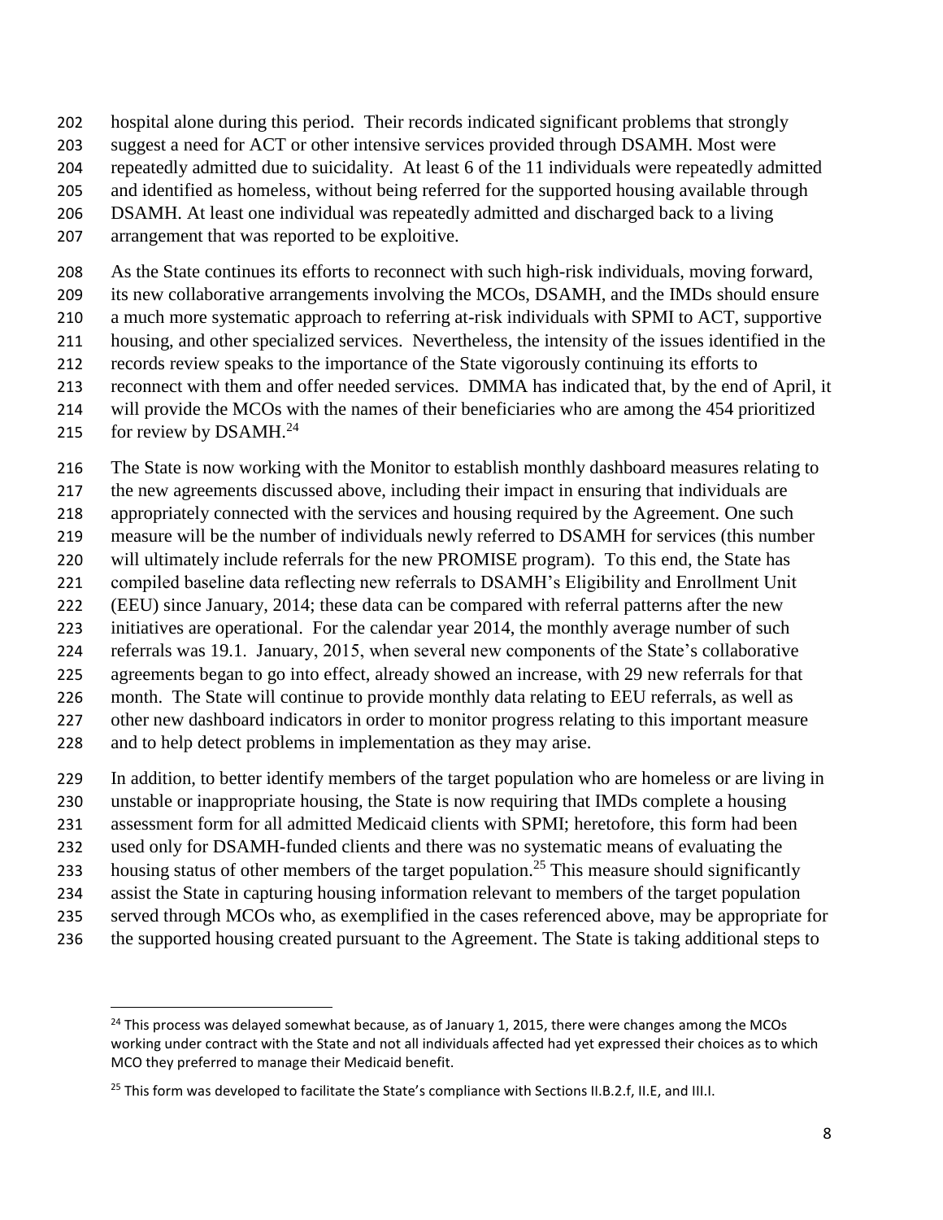hospital alone during this period. Their records indicated significant problems that strongly suggest a need for ACT or other intensive services provided through DSAMH. Most were repeatedly admitted due to suicidality. At least 6 of the 11 individuals were repeatedly admitted and identified as homeless, without being referred for the supported housing available through DSAMH. At least one individual was repeatedly admitted and discharged back to a living arrangement that was reported to be exploitive.

As the State continues its efforts to reconnect with such high-risk individuals, moving forward, its new collaborative arrangements involving the MCOs, DSAMH, and the IMDs should ensure a much more systematic approach to referring at-risk individuals with SPMI to ACT, supportive housing, and other specialized services. Nevertheless, the intensity of the issues identified in the records review speaks to the importance of the State vigorously continuing its efforts to reconnect with them and offer needed services. DMMA has indicated that, by the end of April, it will provide the MCOs with the names of their beneficiaries who are among the 454 prioritized for review by DSAMH.[24]

The State is now working with the Monitor to establish monthly dashboard measures relating to the new agreements discussed above, including their impact in ensuring that individuals are appropriately connected with the services and housing required by the Agreement. One such measure will be the number of individuals newly referred to DSAMH for services (this number will ultimately include referrals for the new PROMISE program). To this end, the State has compiled baseline data reflecting new referrals to DSAMH's Eligibility and Enrollment Unit (EEU) since January, 2014; these data can be compared with referral patterns after the new initiatives are operational. For the calendar year 2014, the monthly average number of such referrals was 19.1. January, 2015, when several new components of the State's collaborative agreements began to go into effect, already showed an increase, with 29 new referrals for that month. The State will continue to provide monthly data relating to EEU referrals, as well as other new dashboard indicators in order to monitor progress relating to this important measure and to help detect problems in implementation as they may arise.

In addition, to better identify members of the target population who are homeless or are living in unstable or inappropriate housing, the State is now requiring that IMDs complete a housing assessment form for all admitted Medicaid clients with SPMI; heretofore, this form had been used only for DSAMH-funded clients and there was no systematic means of evaluating the housing status of other members of the target population.[25] This measure should significantly assist the State in capturing housing information relevant to members of the target population served through MCOs who, as exemplified in the cases referenced above, may be appropriate for the supported housing created pursuant to the Agreement. The State is taking additional steps to

---

[24] This process was delayed somewhat because, as of January 1, 2015, there were changes among the MCOs working under contract with the State and not all individuals affected had yet expressed their choices as to which MCO they preferred to manage their Medicaid benefit.

[25] This form was developed to facilitate the State's compliance with Sections II.B.2.f, II.E, and III.I.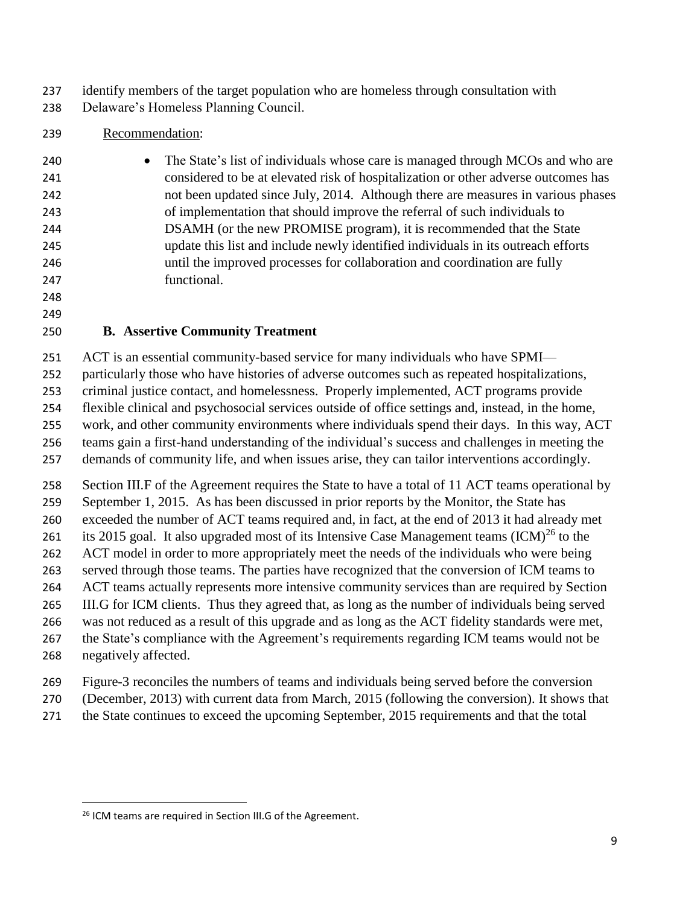identify members of the target population who are homeless through consultation with Delaware's Homeless Planning Council.

Recommendation:

- The State's list of individuals whose care is managed through MCOs and who are considered to be at elevated risk of hospitalization or other adverse outcomes has not been updated since July, 2014. Although there are measures in various phases of implementation that should improve the referral of such individuals to DSAMH (or the new PROMISE program), it is recommended that the State update this list and include newly identified individuals in its outreach efforts until the improved processes for collaboration and coordination are fully functional.

### B. Assertive Community Treatment

ACT is an essential community-based service for many individuals who have SPMI—particularly those who have histories of adverse outcomes such as repeated hospitalizations, criminal justice contact, and homelessness. Properly implemented, ACT programs provide flexible clinical and psychosocial services outside of office settings and, instead, in the home, work, and other community environments where individuals spend their days. In this way, ACT teams gain a first-hand understanding of the individual's success and challenges in meeting the demands of community life, and when issues arise, they can tailor interventions accordingly.

Section III.F of the Agreement requires the State to have a total of 11 ACT teams operational by September 1, 2015. As has been discussed in prior reports by the Monitor, the State has exceeded the number of ACT teams required and, in fact, at the end of 2013 it had already met its 2015 goal. It also upgraded most of its Intensive Case Management teams (ICM)[26] to the ACT model in order to more appropriately meet the needs of the individuals who were being served through those teams. The parties have recognized that the conversion of ICM teams to ACT teams actually represents more intensive community services than are required by Section III.G for ICM clients. Thus they agreed that, as long as the number of individuals being served was not reduced as a result of this upgrade and as long as the ACT fidelity standards were met, the State's compliance with the Agreement's requirements regarding ICM teams would not be negatively affected.

Figure-3 reconciles the numbers of teams and individuals being served before the conversion (December, 2013) with current data from March, 2015 (following the conversion). It shows that the State continues to exceed the upcoming September, 2015 requirements and that the total

[26] ICM teams are required in Section III.G of the Agreement.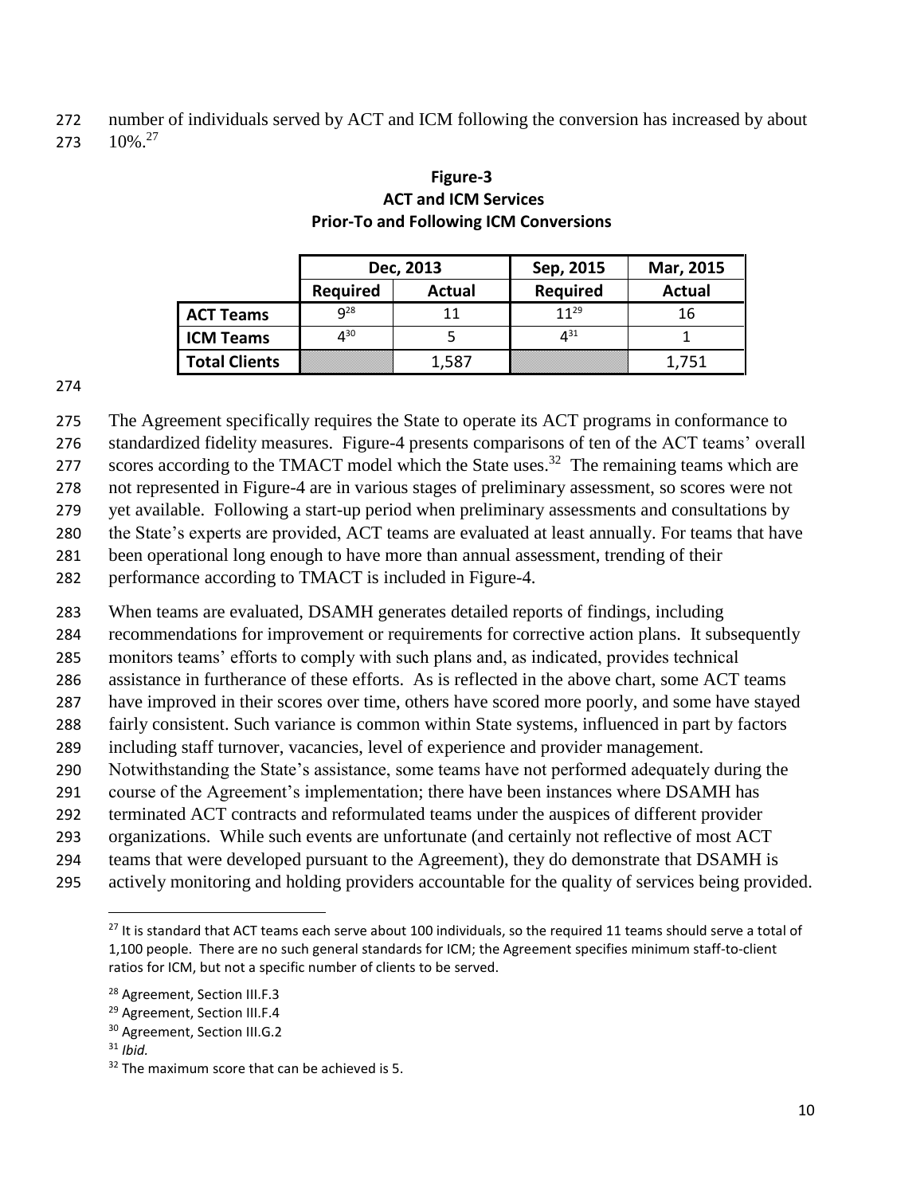number of individuals served by ACT and ICM following the conversion has increased by about 10%.[27]

**Figure-3**
**ACT and ICM Services**
**Prior-To and Following ICM Conversions**

| | Dec, 2013 | | Sep, 2015 | Mar, 2015 |
|---|---|---|---|---|
| | **Required** | **Actual** | **Required** | **Actual** |
| **ACT Teams** | 9[28] | 11 | 11[29] | 16 |
| **ICM Teams** | 4[30] | 5 | 4[31] | 1 |
| **Total Clients** | | 1,587 | | 1,751 |

The Agreement specifically requires the State to operate its ACT programs in conformance to standardized fidelity measures. Figure-4 presents comparisons of ten of the ACT teams' overall scores according to the TMACT model which the State uses.[32] The remaining teams which are not represented in Figure-4 are in various stages of preliminary assessment, so scores were not yet available. Following a start-up period when preliminary assessments and consultations by the State's experts are provided, ACT teams are evaluated at least annually. For teams that have been operational long enough to have more than annual assessment, trending of their performance according to TMACT is included in Figure-4.

When teams are evaluated, DSAMH generates detailed reports of findings, including recommendations for improvement or requirements for corrective action plans. It subsequently monitors teams' efforts to comply with such plans and, as indicated, provides technical assistance in furtherance of these efforts. As is reflected in the above chart, some ACT teams have improved in their scores over time, others have scored more poorly, and some have stayed fairly consistent. Such variance is common within State systems, influenced in part by factors including staff turnover, vacancies, level of experience and provider management. Notwithstanding the State's assistance, some teams have not performed adequately during the course of the Agreement's implementation; there have been instances where DSAMH has terminated ACT contracts and reformulated teams under the auspices of different provider organizations. While such events are unfortunate (and certainly not reflective of most ACT teams that were developed pursuant to the Agreement), they do demonstrate that DSAMH is actively monitoring and holding providers accountable for the quality of services being provided.

---

[27] It is standard that ACT teams each serve about 100 individuals, so the required 11 teams should serve a total of 1,100 people. There are no such general standards for ICM; the Agreement specifies minimum staff-to-client ratios for ICM, but not a specific number of clients to be served.

[28] Agreement, Section III.F.3

[29] Agreement, Section III.F.4

[30] Agreement, Section III.G.2

[31] *Ibid.*

[32] The maximum score that can be achieved is 5.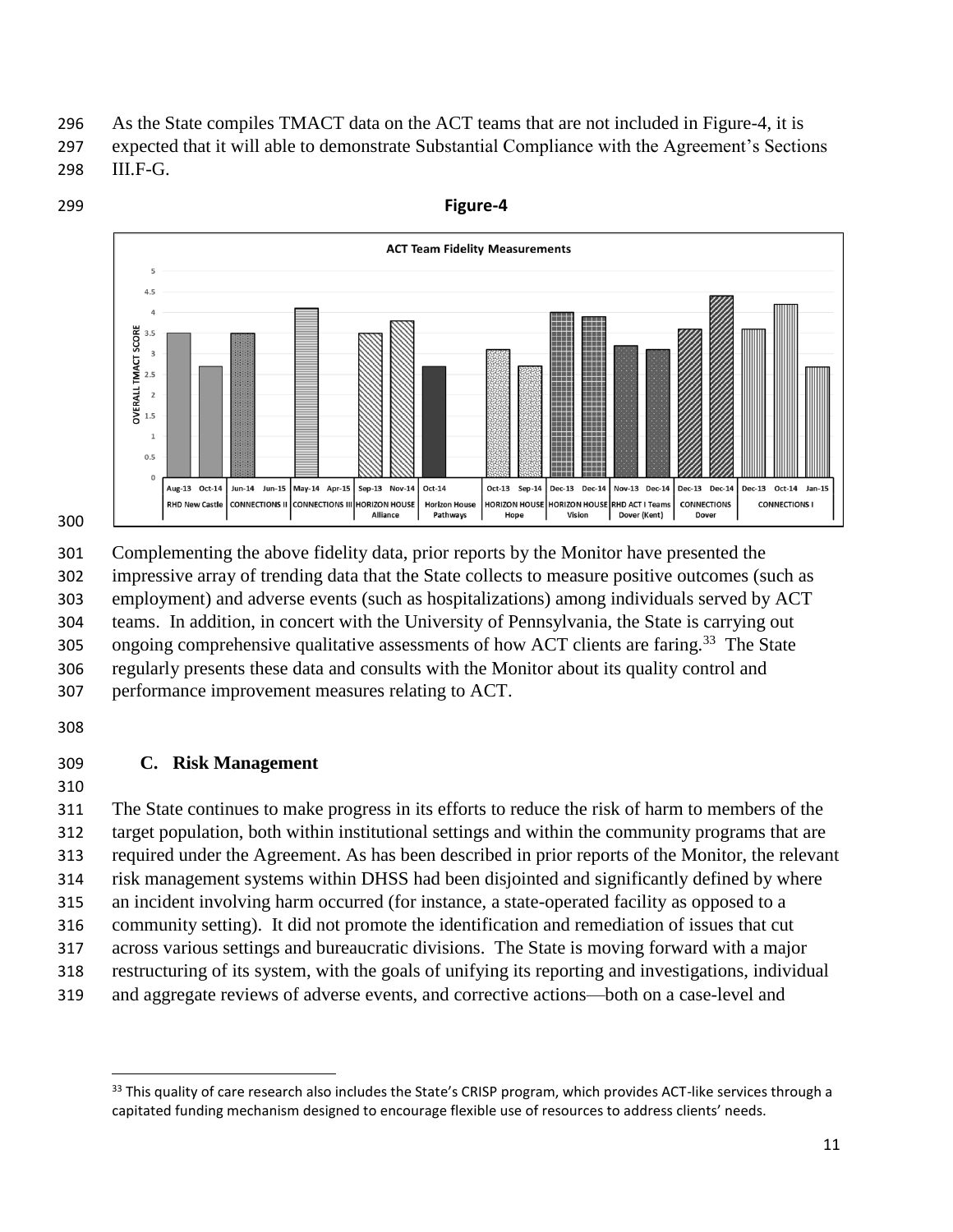As the State compiles TMACT data on the ACT teams that are not included in Figure-4, it is expected that it will able to demonstrate Substantial Compliance with the Agreement's Sections III.F-G.

**Figure-4**

Complementing the above fidelity data, prior reports by the Monitor have presented the impressive array of trending data that the State collects to measure positive outcomes (such as employment) and adverse events (such as hospitalizations) among individuals served by ACT teams. In addition, in concert with the University of Pennsylvania, the State is carrying out ongoing comprehensive qualitative assessments of how ACT clients are faring.[33] The State regularly presents these data and consults with the Monitor about its quality control and performance improvement measures relating to ACT.

### C. Risk Management

The State continues to make progress in its efforts to reduce the risk of harm to members of the target population, both within institutional settings and within the community programs that are required under the Agreement. As has been described in prior reports of the Monitor, the relevant risk management systems within DHSS had been disjointed and significantly defined by where an incident involving harm occurred (for instance, a state-operated facility as opposed to a community setting). It did not promote the identification and remediation of issues that cut across various settings and bureaucratic divisions. The State is moving forward with a major restructuring of its system, with the goals of unifying its reporting and investigations, individual and aggregate reviews of adverse events, and corrective actions—both on a case-level and

[33] This quality of care research also includes the State's CRISP program, which provides ACT-like services through a capitated funding mechanism designed to encourage flexible use of resources to address clients' needs.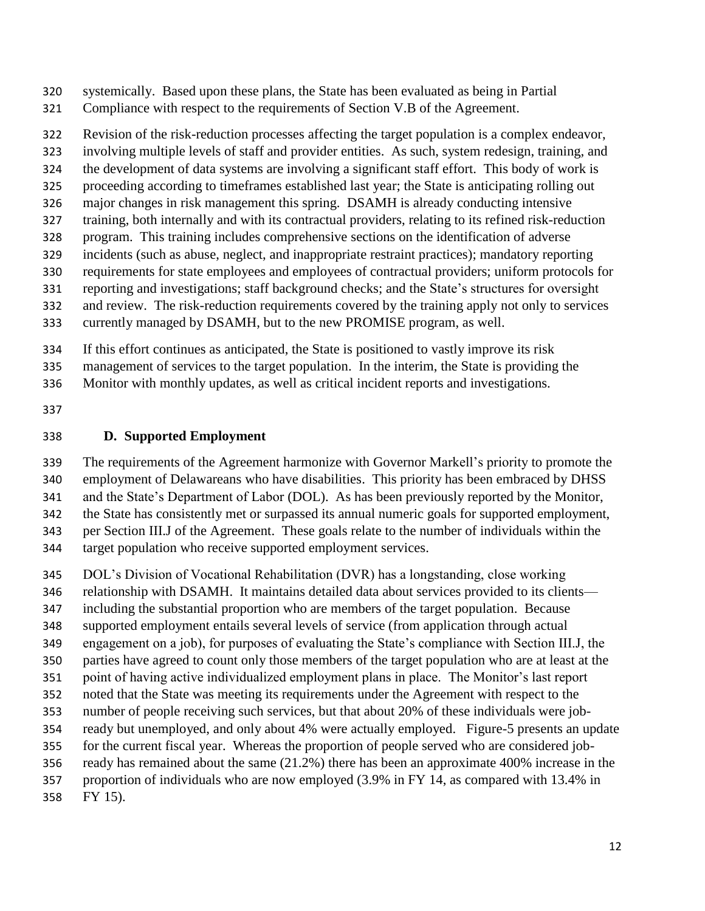systemically. Based upon these plans, the State has been evaluated as being in Partial Compliance with respect to the requirements of Section V.B of the Agreement.

Revision of the risk-reduction processes affecting the target population is a complex endeavor, involving multiple levels of staff and provider entities. As such, system redesign, training, and the development of data systems are involving a significant staff effort. This body of work is proceeding according to timeframes established last year; the State is anticipating rolling out major changes in risk management this spring. DSAMH is already conducting intensive training, both internally and with its contractual providers, relating to its refined risk-reduction program. This training includes comprehensive sections on the identification of adverse incidents (such as abuse, neglect, and inappropriate restraint practices); mandatory reporting requirements for state employees and employees of contractual providers; uniform protocols for reporting and investigations; staff background checks; and the State's structures for oversight and review. The risk-reduction requirements covered by the training apply not only to services currently managed by DSAMH, but to the new PROMISE program, as well.

If this effort continues as anticipated, the State is positioned to vastly improve its risk management of services to the target population. In the interim, the State is providing the Monitor with monthly updates, as well as critical incident reports and investigations.

### D. Supported Employment

The requirements of the Agreement harmonize with Governor Markell's priority to promote the employment of Delawareans who have disabilities. This priority has been embraced by DHSS and the State's Department of Labor (DOL). As has been previously reported by the Monitor, the State has consistently met or surpassed its annual numeric goals for supported employment, per Section III.J of the Agreement. These goals relate to the number of individuals within the target population who receive supported employment services.

DOL's Division of Vocational Rehabilitation (DVR) has a longstanding, close working relationship with DSAMH. It maintains detailed data about services provided to its clients—including the substantial proportion who are members of the target population. Because supported employment entails several levels of service (from application through actual engagement on a job), for purposes of evaluating the State's compliance with Section III.J, the parties have agreed to count only those members of the target population who are at least at the point of having active individualized employment plans in place. The Monitor's last report noted that the State was meeting its requirements under the Agreement with respect to the number of people receiving such services, but that about 20% of these individuals were job-ready but unemployed, and only about 4% were actually employed. Figure-5 presents an update for the current fiscal year. Whereas the proportion of people served who are considered job-ready has remained about the same (21.2%) there has been an approximate 400% increase in the proportion of individuals who are now employed (3.9% in FY 14, as compared with 13.4% in FY 15).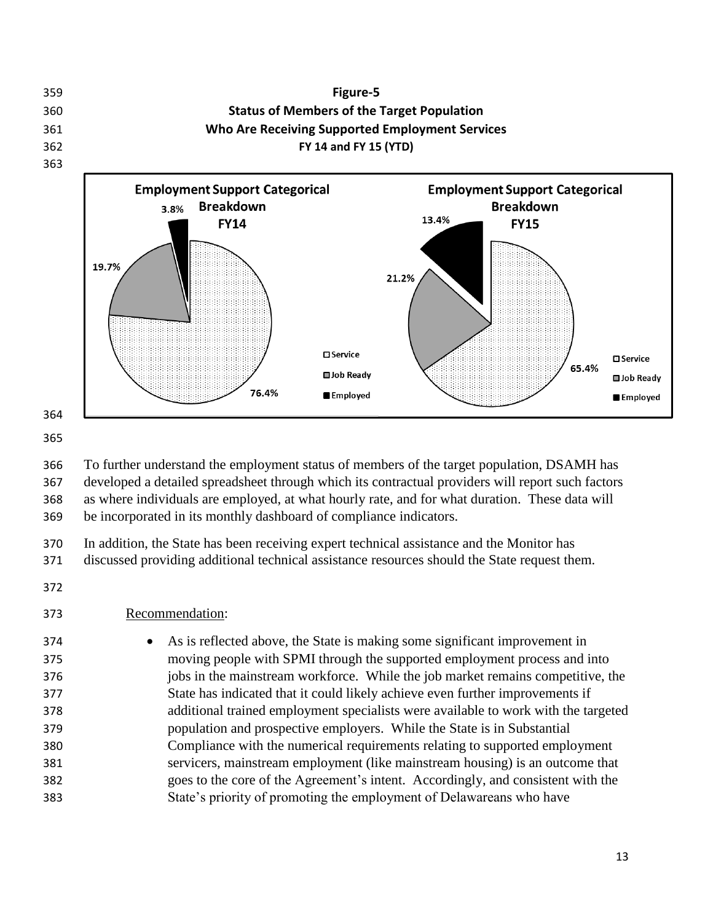**Figure-5**
**Status of Members of the Target Population**
**Who Are Receiving Supported Employment Services**
**FY 14 and FY 15 (YTD)**

| Category | FY14 | FY15 |
|---|---|---|
| Service | 76.4% | 65.4% |
| Job Ready | 19.7% | 21.2% |
| Employed | 3.8% | 13.4% |

To further understand the employment status of members of the target population, DSAMH has developed a detailed spreadsheet through which its contractual providers will report such factors as where individuals are employed, at what hourly rate, and for what duration. These data will be incorporated in its monthly dashboard of compliance indicators.

In addition, the State has been receiving expert technical assistance and the Monitor has discussed providing additional technical assistance resources should the State request them.

Recommendation:

- As is reflected above, the State is making some significant improvement in moving people with SPMI through the supported employment process and into jobs in the mainstream workforce. While the job market remains competitive, the State has indicated that it could likely achieve even further improvements if additional trained employment specialists were available to work with the targeted population and prospective employers. While the State is in Substantial Compliance with the numerical requirements relating to supported employment servicers, mainstream employment (like mainstream housing) is an outcome that goes to the core of the Agreement's intent. Accordingly, and consistent with the State's priority of promoting the employment of Delawareans who have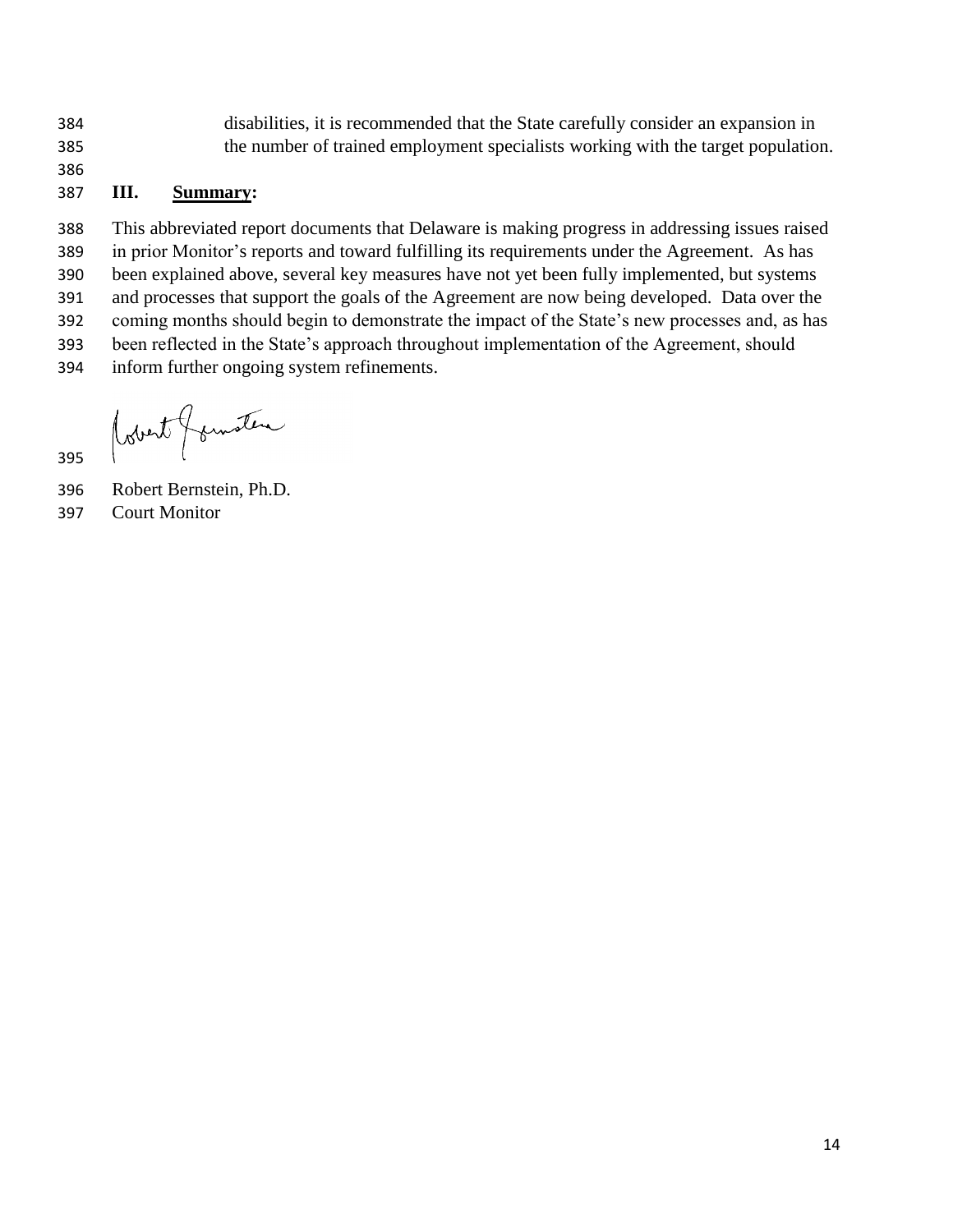disabilities, it is recommended that the State carefully consider an expansion in the number of trained employment specialists working with the target population.

## III. Summary:

This abbreviated report documents that Delaware is making progress in addressing issues raised in prior Monitor's reports and toward fulfilling its requirements under the Agreement. As has been explained above, several key measures have not yet been fully implemented, but systems and processes that support the goals of the Agreement are now being developed. Data over the coming months should begin to demonstrate the impact of the State's new processes and, as has been reflected in the State's approach throughout implementation of the Agreement, should inform further ongoing system refinements.

Robert Bernstein, Ph.D.
Court Monitor